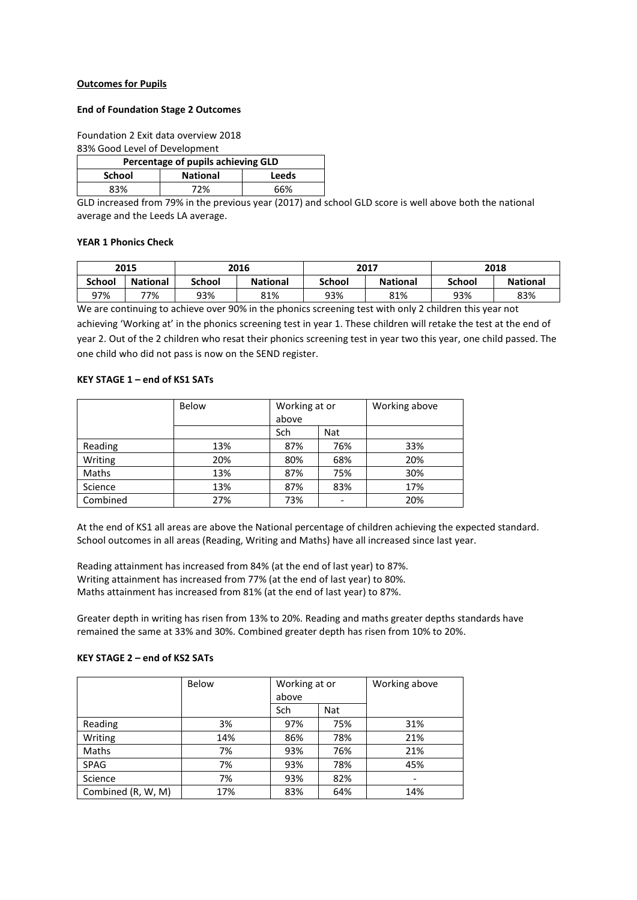**Outcomes for Pupils**

**End of Foundation Stage 2 Outcomes**

Foundation 2 Exit data overview 2018
83% Good Level of Development

| Percentage of pupils achieving GLD | | |
|---|---|---|
| **School** | **National** | **Leeds** |
| 83% | 72% | 66% |

GLD increased from 79% in the previous year (2017) and school GLD score is well above both the national average and the Leeds LA average.

**YEAR 1 Phonics Check**

| 2015 | | 2016 | | 2017 | | 2018 | |
|---|---|---|---|---|---|---|---|
| **School** | **National** | **School** | **National** | **School** | **National** | **School** | **National** |
| 97% | 77% | 93% | 81% | 93% | 81% | 93% | 83% |

We are continuing to achieve over 90% in the phonics screening test with only 2 children this year not achieving 'Working at' in the phonics screening test in year 1. These children will retake the test at the end of year 2. Out of the 2 children who resat their phonics screening test in year two this year, one child passed. The one child who did not pass is now on the SEND register.

**KEY STAGE 1 – end of KS1 SATs**

| | Below | Working at or above | | Working above |
|---|---|---|---|---|
| | | Sch | Nat | |
| Reading | 13% | 87% | 76% | 33% |
| Writing | 20% | 80% | 68% | 20% |
| Maths | 13% | 87% | 75% | 30% |
| Science | 13% | 87% | 83% | 17% |
| Combined | 27% | 73% | - | 20% |

At the end of KS1 all areas are above the National percentage of children achieving the expected standard. School outcomes in all areas (Reading, Writing and Maths) have all increased since last year.

Reading attainment has increased from 84% (at the end of last year) to 87%.
Writing attainment has increased from 77% (at the end of last year) to 80%.
Maths attainment has increased from 81% (at the end of last year) to 87%.

Greater depth in writing has risen from 13% to 20%. Reading and maths greater depths standards have remained the same at 33% and 30%. Combined greater depth has risen from 10% to 20%.

**KEY STAGE 2 – end of KS2 SATs**

| | Below | Working at or above | | Working above |
|---|---|---|---|---|
| | | Sch | Nat | |
| Reading | 3% | 97% | 75% | 31% |
| Writing | 14% | 86% | 78% | 21% |
| Maths | 7% | 93% | 76% | 21% |
| SPAG | 7% | 93% | 78% | 45% |
| Science | 7% | 93% | 82% | - |
| Combined (R, W, M) | 17% | 83% | 64% | 14% |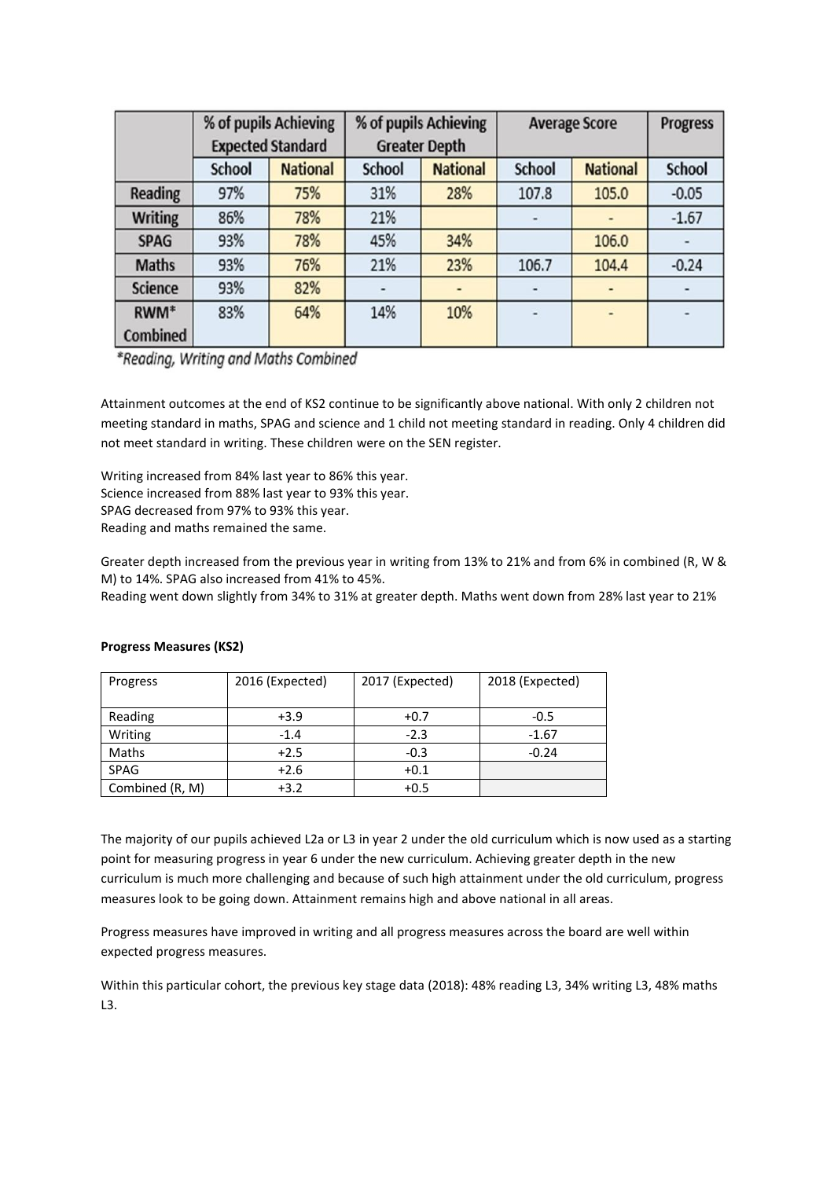| | % of pupils Achieving Expected Standard | | % of pupils Achieving Greater Depth | | Average Score | | Progress |
|---|---|---|---|---|---|---|---|
| | School | National | School | National | School | National | School |
| Reading | 97% | 75% | 31% | 28% | 107.8 | 105.0 | -0.05 |
| Writing | 86% | 78% | 21% | | - | - | -1.67 |
| SPAG | 93% | 78% | 45% | 34% | | 106.0 | - |
| Maths | 93% | 76% | 21% | 23% | 106.7 | 104.4 | -0.24 |
| Science | 93% | 82% | - | - | - | - | - |
| RWM* Combined | 83% | 64% | 14% | 10% | - | - | - |

*Reading, Writing and Maths Combined

Attainment outcomes at the end of KS2 continue to be significantly above national. With only 2 children not meeting standard in maths, SPAG and science and 1 child not meeting standard in reading. Only 4 children did not meet standard in writing. These children were on the SEN register.

Writing increased from 84% last year to 86% this year.
Science increased from 88% last year to 93% this year.
SPAG decreased from 97% to 93% this year.
Reading and maths remained the same.

Greater depth increased from the previous year in writing from 13% to 21% and from 6% in combined (R, W & M) to 14%. SPAG also increased from 41% to 45%.
Reading went down slightly from 34% to 31% at greater depth. Maths went down from 28% last year to 21%

**Progress Measures (KS2)**

| Progress | 2016 (Expected) | 2017 (Expected) | 2018 (Expected) |
|---|---|---|---|
| Reading | +3.9 | +0.7 | -0.5 |
| Writing | -1.4 | -2.3 | -1.67 |
| Maths | +2.5 | -0.3 | -0.24 |
| SPAG | +2.6 | +0.1 | |
| Combined (R, M) | +3.2 | +0.5 | |

The majority of our pupils achieved L2a or L3 in year 2 under the old curriculum which is now used as a starting point for measuring progress in year 6 under the new curriculum. Achieving greater depth in the new curriculum is much more challenging and because of such high attainment under the old curriculum, progress measures look to be going down. Attainment remains high and above national in all areas.

Progress measures have improved in writing and all progress measures across the board are well within expected progress measures.

Within this particular cohort, the previous key stage data (2018): 48% reading L3, 34% writing L3, 48% maths L3.